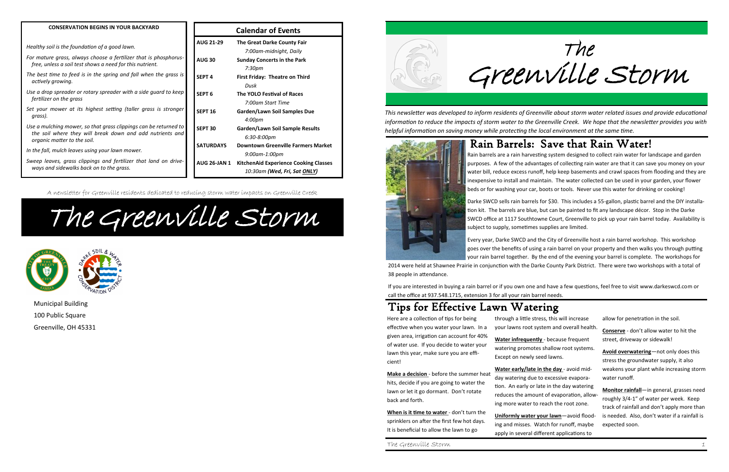## CONSERVATION BEGINS IN YOUR BACKYARD

*Healthy soil is the foundation of a good lawn.*

*For mature grass, always choose a fertilizer that is phosphorus-free, unless a soil test shows a need for this nutrient.*

*The best time to feed is in the spring and fall when the grass is actively growing.*

*Use a drop spreader or rotary spreader with a side guard to keep fertilizer on the grass*

*Set your mower at its highest setting (taller grass is stronger grass).*

*Use a mulching mower, so that grass clippings can be returned to the soil where they will break down and add nutrients and organic matter to the soil.*

*In the fall, mulch leaves using your lawn mower.*

*Sweep leaves, grass clippings and fertilizer that land on driveways and sidewalks back on to the grass.*

## Calendar of Events

| Date | Event |
|---|---|
| AUG 21-29 | **The Great Darke County Fair** *7:00am-midnight, Daily* |
| AUG 30 | **Sunday Concerts in the Park** *7:30pm* |
| SEPT 4 | **First Friday: Theatre on Third** *Dusk* |
| SEPT 6 | **The YOLO Festival of Races** *7:00am Start Time* |
| SEPT 16 | **Garden/Lawn Soil Samples Due** *4:00pm* |
| SEPT 30 | **Garden/Lawn Soil Sample Results** *6:30-8:00pm* |
| SATURDAYS | **Downtown Greenville Farmers Market** *9:00am-1:00pm* |
| AUG 26-JAN 1 | **KitchenAid Experience Cooking Classes** *10:30am **(Wed, Fri, Sat ONLY)*** |

A newsletter for Greenville residents dedicated to reducing storm water impacts on Greenville Creek

# The Greenville Storm

Municipal Building
100 Public Square
Greenville, OH 45331

# The Greenville Storm

*This newsletter was developed to inform residents of Greenville about storm water related issues and provide educational information to reduce the impacts of storm water to the Greenville Creek. We hope that the newsletter provides you with helpful information on saving money while protecting the local environment at the same time.*

## Rain Barrels: Save that Rain Water!

Rain barrels are a rain harvesting system designed to collect rain water for landscape and garden purposes. A few of the advantages of collecting rain water are that it can save you money on your water bill, reduce excess runoff, help keep basements and crawl spaces from flooding and they are inexpensive to install and maintain. The water collected can be used in your garden, your flower beds or for washing your car, boots or tools. Never use this water for drinking or cooking!

Darke SWCD sells rain barrels for $30. This includes a 55-gallon, plastic barrel and the DIY installation kit. The barrels are blue, but can be painted to fit any landscape décor. Stop in the Darke SWCD office at 1117 Southtowne Court, Greenville to pick up your rain barrel today. Availability is subject to supply, sometimes supplies are limited.

Every year, Darke SWCD and the City of Greenville host a rain barrel workshop. This workshop goes over the benefits of using a rain barrel on your property and then walks you through putting your rain barrel together. By the end of the evening your barrel is complete. The workshops for 2014 were held at Shawnee Prairie in conjunction with the Darke County Park District. There were two workshops with a total of 38 people in attendance.

If you are interested in buying a rain barrel or if you own one and have a few questions, feel free to visit www.darkeswcd.com or call the office at 937.548.1715, extension 3 for all your rain barrel needs.

## Tips for Effective Lawn Watering

Here are a collection of tips for being effective when you water your lawn. In a given area, irrigation can account for 40% of water use. If you decide to water your lawn this year, make sure you are efficient!

**Make a decision** - before the summer heat hits, decide if you are going to water the lawn or let it go dormant. Don't rotate back and forth.

**When is it time to water** - don't turn the sprinklers on after the first few hot days. It is beneficial to allow the lawn to go through a little stress, this will increase your lawns root system and overall health.

**Water infrequently** - because frequent watering promotes shallow root systems. Except on newly seed lawns.

**Water early/late in the day** - avoid mid-day watering due to excessive evaporation. An early or late in the day watering reduces the amount of evaporation, allowing more water to reach the root zone.

**Uniformly water your lawn**—avoid flooding and misses. Watch for runoff, maybe apply in several different applications to allow for penetration in the soil.

**Conserve** - don't allow water to hit the street, driveway or sidewalk!

**Avoid overwatering**—not only does this stress the groundwater supply, it also weakens your plant while increasing storm water runoff.

**Monitor rainfall**—in general, grasses need roughly 3/4-1" of water per week. Keep track of rainfall and don't apply more than is needed. Also, don't water if a rainfall is expected soon.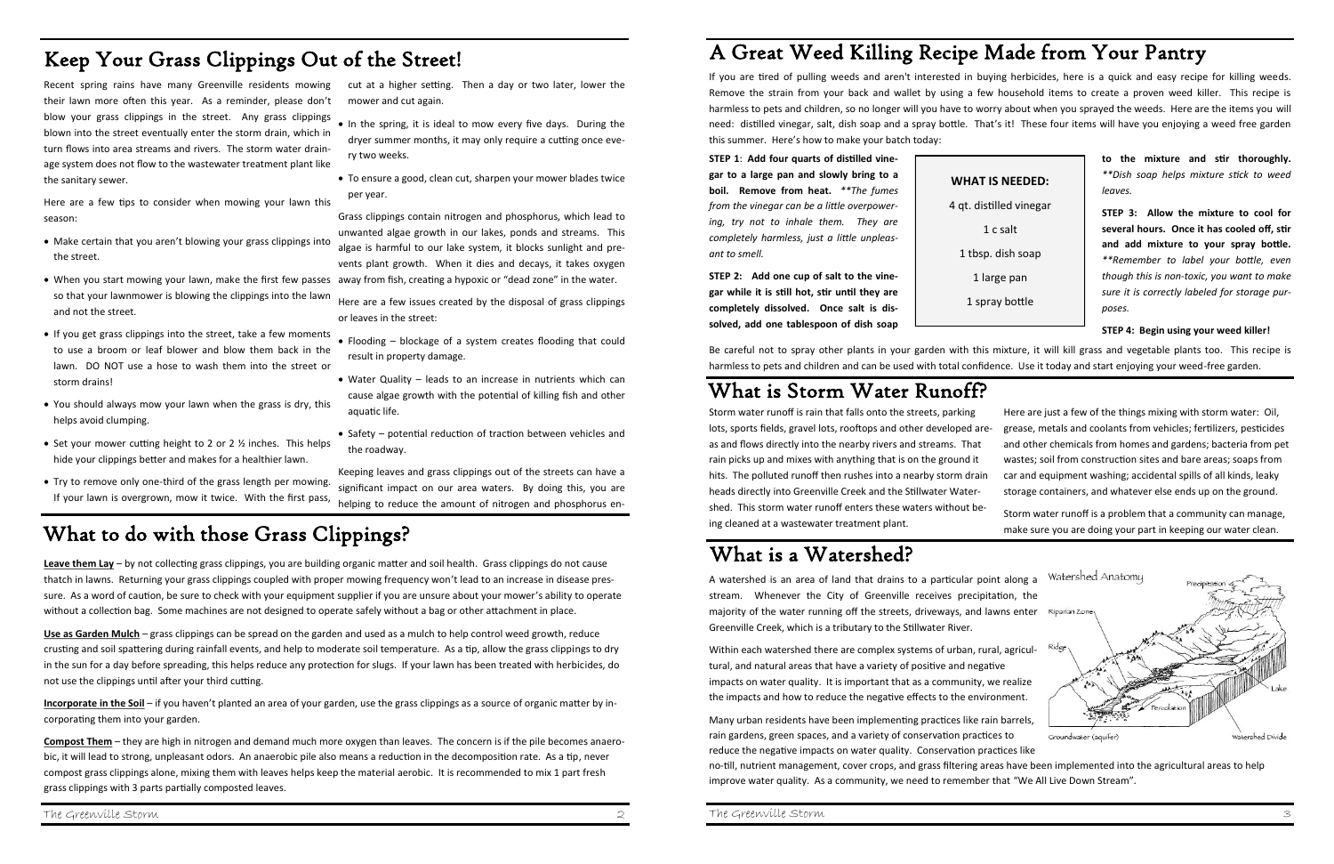## Keep Your Grass Clippings Out of the Street!

Recent spring rains have many Greenville residents mowing their lawn more often this year. As a reminder, please don't blow your grass clippings in the street. Any grass clippings blown into the street eventually enter the storm drain, which in turn flows into area streams and rivers. The storm water drainage system does not flow to the wastewater treatment plant like the sanitary sewer.

Here are a few tips to consider when mowing your lawn this season:

- Make certain that you aren't blowing your grass clippings into the street.
- When you start mowing your lawn, make the first few passes away from the street so that your lawnmower is blowing the clippings into the lawn and not the street.
- If you get grass clippings into the street, take a few moments to use a broom or leaf blower and blow them back in the lawn. DO NOT use a hose to wash them into the street or storm drains!
- You should always mow your lawn when the grass is dry, this helps avoid clumping.
- Set your mower cutting height to 2 or 2 ½ inches. This helps hide your clippings better and makes for a healthier lawn.
- Try to remove only one-third of the grass length per mowing. If your lawn is overgrown, mow it twice. With the first pass, cut at a higher setting. Then a day or two later, lower the mower and cut again.
- In the spring, it is ideal to mow every five days. During the dryer summer months, it may only require a cutting once every two weeks.
- To ensure a good, clean cut, sharpen your mower blades twice per year.

Grass clippings contain nitrogen and phosphorus, which lead to unwanted algae growth in our lakes, ponds and streams. This algae is harmful to our lake system, it blocks sunlight and prevents plant growth. When it dies and decays, it takes oxygen away from fish, creating a hypoxic or "dead zone" in the water.

Here are a few issues created by the disposal of grass clippings or leaves in the street:

- Flooding – blockage of a system creates flooding that could result in property damage.
- Water Quality – leads to an increase in nutrients which can cause algae growth with the potential of killing fish and other aquatic life.
- Safety – potential reduction of traction between vehicles and the roadway.

Keeping leaves and grass clippings out of the streets can have a significant impact on our area waters. By doing this, you are helping to reduce the amount of nitrogen and phosphorus en-

## What to do with those Grass Clippings?

**Leave them Lay** – by not collecting grass clippings, you are building organic matter and soil health. Grass clippings do not cause thatch in lawns. Returning your grass clippings coupled with proper mowing frequency won't lead to an increase in disease pressure. As a word of caution, be sure to check with your equipment supplier if you are unsure about your mower's ability to operate without a collection bag. Some machines are not designed to operate safely without a bag or other attachment in place.

**Use as Garden Mulch** – grass clippings can be spread on the garden and used as a mulch to help control weed growth, reduce crusting and soil spattering during rainfall events, and help to moderate soil temperature. As a tip, allow the grass clippings to dry in the sun for a day before spreading, this helps reduce any protection for slugs. If your lawn has been treated with herbicides, do not use the clippings until after your third cutting.

**Incorporate in the Soil** – if you haven't planted an area of your garden, use the grass clippings as a source of organic matter by incorporating them into your garden.

**Compost Them** – they are high in nitrogen and demand much more oxygen than leaves. The concern is if the pile becomes anaerobic, it will lead to strong, unpleasant odors. An anaerobic pile also means a reduction in the decomposition rate. As a tip, never compost grass clippings alone, mixing them with leaves helps keep the material aerobic. It is recommended to mix 1 part fresh grass clippings with 3 parts partially composted leaves.

## A Great Weed Killing Recipe Made from Your Pantry

If you are tired of pulling weeds and aren't interested in buying herbicides, here is a quick and easy recipe for killing weeds. Remove the strain from your back and wallet by using a few household items to create a proven weed killer. This recipe is harmless to pets and children, so no longer will you have to worry about when you sprayed the weeds. Here are the items you will need: distilled vinegar, salt, dish soap and a spray bottle. That's it! These four items will have you enjoying a weed free garden this summer. Here's how to make your batch today:

**WHAT IS NEEDED:**

4 qt. distilled vinegar

1 c salt

1 tbsp. dish soap

1 large pan

1 spray bottle

**STEP 1**: **Add four quarts of distilled vinegar to a large pan and slowly bring to a boil. Remove from heat.** *\*\*The fumes from the vinegar can be a little overpowering, try not to inhale them. They are completely harmless, just a little unpleasant to smell.*

**STEP 2: Add one cup of salt to the vinegar while it is still hot, stir until they are completely dissolved. Once salt is dissolved, add one tablespoon of dish soap to the mixture and stir thoroughly.** *\*\*Dish soap helps mixture stick to weed leaves.*

**STEP 3: Allow the mixture to cool for several hours. Once it has cooled off, stir and add mixture to your spray bottle.** *\*\*Remember to label your bottle, even though this is non-toxic, you want to make sure it is correctly labeled for storage purposes.*

**STEP 4: Begin using your weed killer!**

Be careful not to spray other plants in your garden with this mixture, it will kill grass and vegetable plants too. This recipe is harmless to pets and children and can be used with total confidence. Use it today and start enjoying your weed-free garden.

## What is Storm Water Runoff?

Storm water runoff is rain that falls onto the streets, parking lots, sports fields, gravel lots, rooftops and other developed areas and flows directly into the nearby rivers and streams. That rain picks up and mixes with anything that is on the ground it hits. The polluted runoff then rushes into a nearby storm drain heads directly into Greenville Creek and the Stillwater Watershed. This storm water runoff enters these waters without being cleaned at a wastewater treatment plant.

Here are just a few of the things mixing with storm water: Oil, grease, metals and coolants from vehicles; fertilizers, pesticides and other chemicals from homes and gardens; bacteria from pet wastes; soil from construction sites and bare areas; soaps from car and equipment washing; accidental spills of all kinds, leaky storage containers, and whatever else ends up on the ground.

Storm water runoff is a problem that a community can manage, make sure you are doing your part in keeping our water clean.

## What is a Watershed?

A watershed is an area of land that drains to a particular point along a stream. Whenever the City of Greenville receives precipitation, the majority of the water running off the streets, driveways, and lawns enter Greenville Creek, which is a tributary to the Stillwater River.

Within each watershed there are complex systems of urban, rural, agricultural, and natural areas that have a variety of positive and negative impacts on water quality. It is important that as a community, we realize the impacts and how to reduce the negative effects to the environment.

Many urban residents have been implementing practices like rain barrels, rain gardens, green spaces, and a variety of conservation practices to reduce the negative impacts on water quality. Conservation practices like no-till, nutrient management, cover crops, and grass filtering areas have been implemented into the agricultural areas to help improve water quality. As a community, we need to remember that "We All Live Down Stream".

Watershed Anatomy

Precipitation

Riparian Zone

Ridge

Lake

Percolation

Groundwater (aquifer)

Watershed Divide